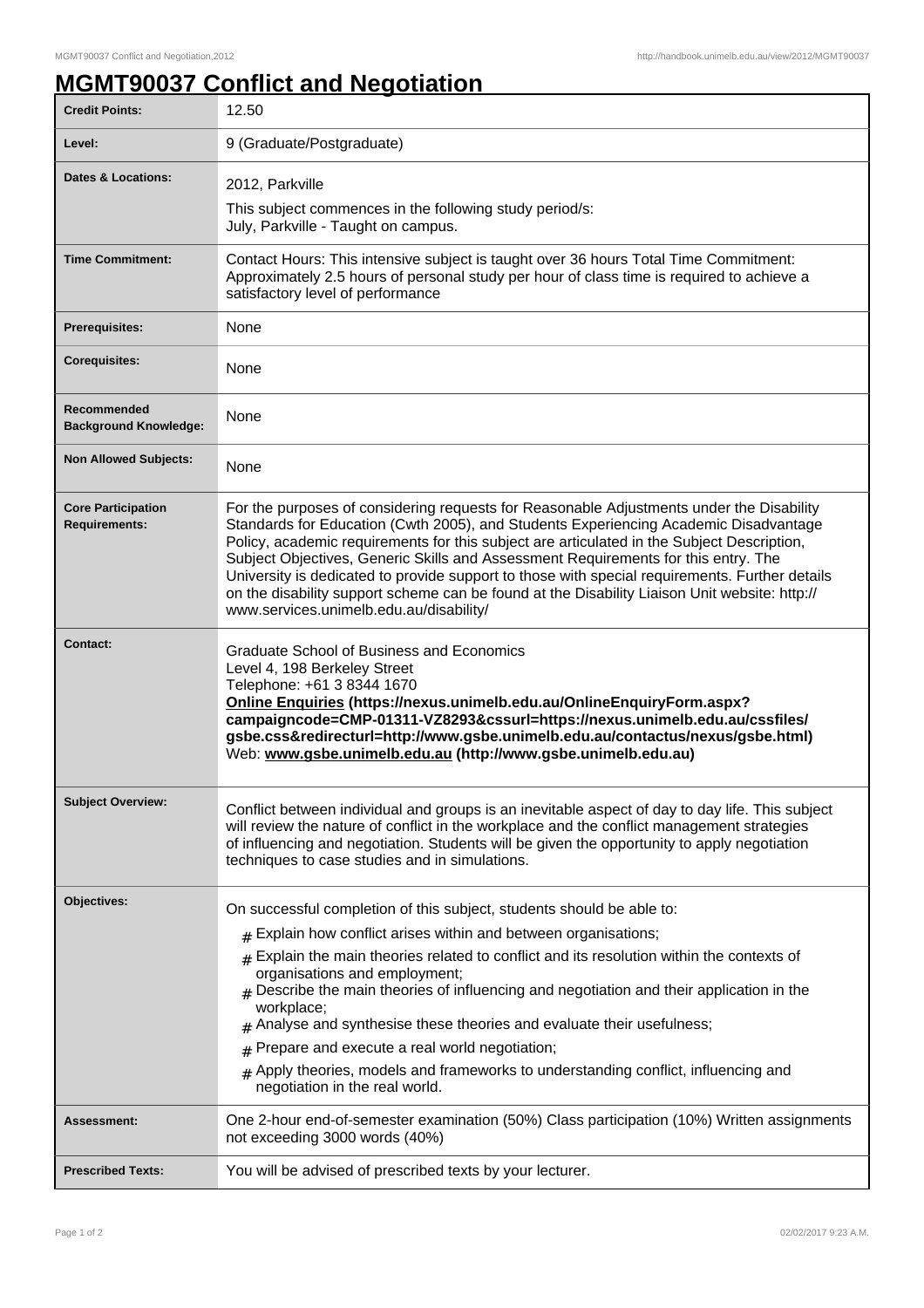# MGMT90037 Conflict and Negotiation

| | |
|---|---|
| **Credit Points:** | 12.50 |
| **Level:** | 9 (Graduate/Postgraduate) |
| **Dates & Locations:** | 2012, Parkville<br>This subject commences in the following study period/s:<br>July, Parkville - Taught on campus. |
| **Time Commitment:** | Contact Hours: This intensive subject is taught over 36 hours Total Time Commitment: Approximately 2.5 hours of personal study per hour of class time is required to achieve a satisfactory level of performance |
| **Prerequisites:** | None |
| **Corequisites:** | None |
| **Recommended Background Knowledge:** | None |
| **Non Allowed Subjects:** | None |
| **Core Participation Requirements:** | For the purposes of considering requests for Reasonable Adjustments under the Disability Standards for Education (Cwth 2005), and Students Experiencing Academic Disadvantage Policy, academic requirements for this subject are articulated in the Subject Description, Subject Objectives, Generic Skills and Assessment Requirements for this entry. The University is dedicated to provide support to those with special requirements. Further details on the disability support scheme can be found at the Disability Liaison Unit website: http://www.services.unimelb.edu.au/disability/ |
| **Contact:** | Graduate School of Business and Economics<br>Level 4, 198 Berkeley Street<br>Telephone: +61 3 8344 1670<br>**Online Enquiries (https://nexus.unimelb.edu.au/OnlineEnquiryForm.aspx?campaigncode=CMP-01311-VZ8293&cssurl=https://nexus.unimelb.edu.au/cssfiles/gsbe.css&redirecturl=http://www.gsbe.unimelb.edu.au/contactus/nexus/gsbe.html)**<br>Web: **www.gsbe.unimelb.edu.au (http://www.gsbe.unimelb.edu.au)** |
| **Subject Overview:** | Conflict between individual and groups is an inevitable aspect of day to day life. This subject will review the nature of conflict in the workplace and the conflict management strategies of influencing and negotiation. Students will be given the opportunity to apply negotiation techniques to case studies and in simulations. |
| **Objectives:** | On successful completion of this subject, students should be able to:<br># Explain how conflict arises within and between organisations;<br># Explain the main theories related to conflict and its resolution within the contexts of organisations and employment;<br># Describe the main theories of influencing and negotiation and their application in the workplace;<br># Analyse and synthesise these theories and evaluate their usefulness;<br># Prepare and execute a real world negotiation;<br># Apply theories, models and frameworks to understanding conflict, influencing and negotiation in the real world. |
| **Assessment:** | One 2-hour end-of-semester examination (50%) Class participation (10%) Written assignments not exceeding 3000 words (40%) |
| **Prescribed Texts:** | You will be advised of prescribed texts by your lecturer. |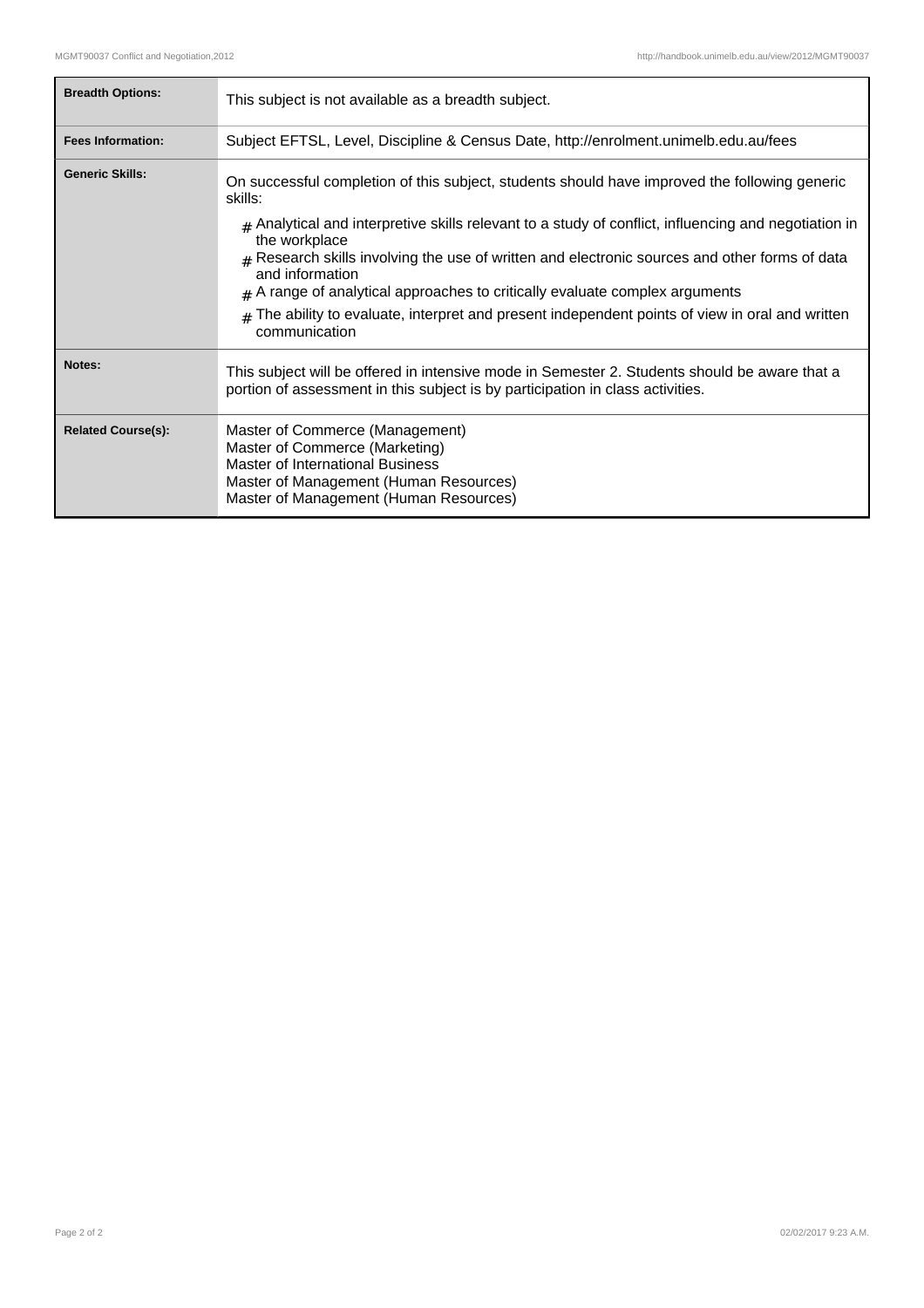| | |
|---|---|
| **Breadth Options:** | This subject is not available as a breadth subject. |
| **Fees Information:** | Subject EFTSL, Level, Discipline & Census Date, http://enrolment.unimelb.edu.au/fees |
| **Generic Skills:** | On successful completion of this subject, students should have improved the following generic skills:<br># Analytical and interpretive skills relevant to a study of conflict, influencing and negotiation in the workplace<br># Research skills involving the use of written and electronic sources and other forms of data and information<br># A range of analytical approaches to critically evaluate complex arguments<br># The ability to evaluate, interpret and present independent points of view in oral and written communication |
| **Notes:** | This subject will be offered in intensive mode in Semester 2. Students should be aware that a portion of assessment in this subject is by participation in class activities. |
| **Related Course(s):** | Master of Commerce (Management)<br>Master of Commerce (Marketing)<br>Master of International Business<br>Master of Management (Human Resources)<br>Master of Management (Human Resources) |